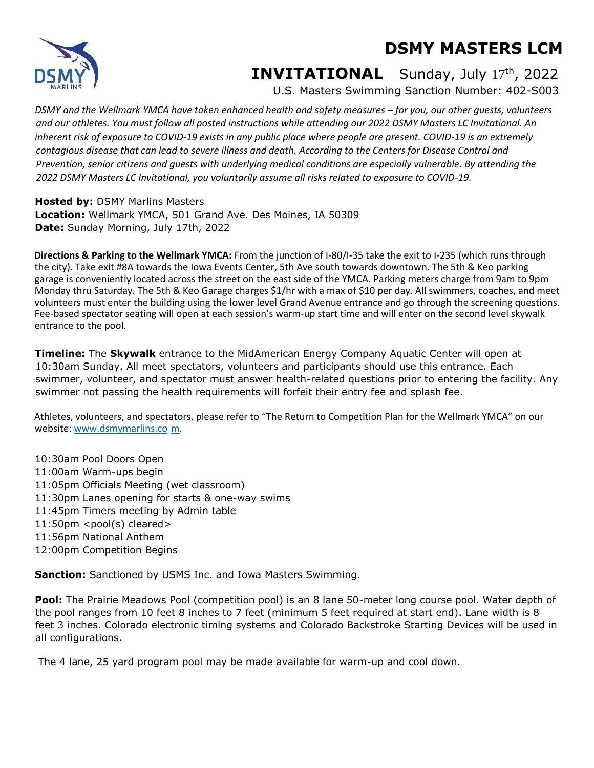# DSMY MASTERS LCM

## INVITATIONAL Sunday, July 17th, 2022

U.S. Masters Swimming Sanction Number: 402-S003

*DSMY and the Wellmark YMCA have taken enhanced health and safety measures – for you, our other guests, volunteers and our athletes. You must follow all posted instructions while attending our 2022 DSMY Masters LC Invitational. An inherent risk of exposure to COVID-19 exists in any public place where people are present. COVID-19 is an extremely contagious disease that can lead to severe illness and death. According to the Centers for Disease Control and Prevention, senior citizens and guests with underlying medical conditions are especially vulnerable. By attending the 2022 DSMY Masters LC Invitational, you voluntarily assume all risks related to exposure to COVID-19.*

**Hosted by:** DSMY Marlins Masters
**Location:** Wellmark YMCA, 501 Grand Ave. Des Moines, IA 50309
**Date:** Sunday Morning, July 17th, 2022

**Directions & Parking to the Wellmark YMCA:** From the junction of I-80/I-35 take the exit to I-235 (which runs through the city). Take exit #8A towards the Iowa Events Center, 5th Ave south towards downtown. The 5th & Keo parking garage is conveniently located across the street on the east side of the YMCA. Parking meters charge from 9am to 9pm Monday thru Saturday. The 5th & Keo Garage charges $1/hr with a max of $10 per day. All swimmers, coaches, and meet volunteers must enter the building using the lower level Grand Avenue entrance and go through the screening questions. Fee-based spectator seating will open at each session's warm-up start time and will enter on the second level skywalk entrance to the pool.

**Timeline:** The **Skywalk** entrance to the MidAmerican Energy Company Aquatic Center will open at 10:30am Sunday. All meet spectators, volunteers and participants should use this entrance. Each swimmer, volunteer, and spectator must answer health-related questions prior to entering the facility. Any swimmer not passing the health requirements will forfeit their entry fee and splash fee.

Athletes, volunteers, and spectators, please refer to "The Return to Competition Plan for the Wellmark YMCA" on our website: www.dsmymarlins.co m.

10:30am Pool Doors Open
11:00am Warm-ups begin
11:05pm Officials Meeting (wet classroom)
11:30pm Lanes opening for starts & one-way swims
11:45pm Timers meeting by Admin table
11:50pm <pool(s) cleared>
11:56pm National Anthem
12:00pm Competition Begins

**Sanction:** Sanctioned by USMS Inc. and Iowa Masters Swimming.

**Pool:** The Prairie Meadows Pool (competition pool) is an 8 lane 50-meter long course pool. Water depth of the pool ranges from 10 feet 8 inches to 7 feet (minimum 5 feet required at start end). Lane width is 8 feet 3 inches. Colorado electronic timing systems and Colorado Backstroke Starting Devices will be used in all configurations.

The 4 lane, 25 yard program pool may be made available for warm-up and cool down.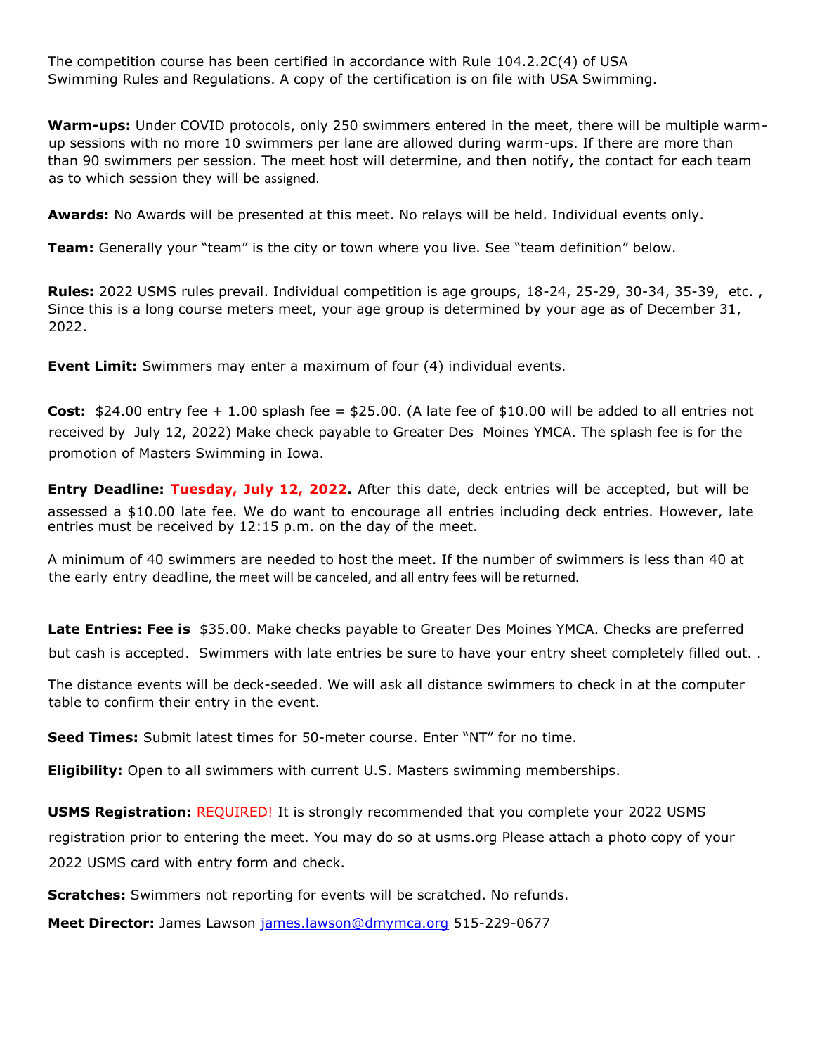The competition course has been certified in accordance with Rule 104.2.2C(4) of USA Swimming Rules and Regulations. A copy of the certification is on file with USA Swimming.

**Warm-ups:** Under COVID protocols, only 250 swimmers entered in the meet, there will be multiple warm-up sessions with no more 10 swimmers per lane are allowed during warm-ups. If there are more than than 90 swimmers per session. The meet host will determine, and then notify, the contact for each team as to which session they will be assigned.

**Awards:** No Awards will be presented at this meet. No relays will be held. Individual events only.

**Team:** Generally your "team" is the city or town where you live. See "team definition" below.

**Rules:** 2022 USMS rules prevail. Individual competition is age groups, 18-24, 25-29, 30-34, 35-39, etc. , Since this is a long course meters meet, your age group is determined by your age as of December 31, 2022.

**Event Limit:** Swimmers may enter a maximum of four (4) individual events.

**Cost:** $24.00 entry fee + 1.00 splash fee = $25.00. (A late fee of $10.00 will be added to all entries not received by July 12, 2022) Make check payable to Greater Des Moines YMCA. The splash fee is for the promotion of Masters Swimming in Iowa.

**Entry Deadline: Tuesday, July 12, 2022.** After this date, deck entries will be accepted, but will be assessed a $10.00 late fee. We do want to encourage all entries including deck entries. However, late entries must be received by 12:15 p.m. on the day of the meet.

A minimum of 40 swimmers are needed to host the meet. If the number of swimmers is less than 40 at the early entry deadline, the meet will be canceled, and all entry fees will be returned.

**Late Entries: Fee is** $35.00. Make checks payable to Greater Des Moines YMCA. Checks are preferred but cash is accepted. Swimmers with late entries be sure to have your entry sheet completely filled out. .

The distance events will be deck-seeded. We will ask all distance swimmers to check in at the computer table to confirm their entry in the event.

**Seed Times:** Submit latest times for 50-meter course. Enter "NT" for no time.

**Eligibility:** Open to all swimmers with current U.S. Masters swimming memberships.

**USMS Registration:** REQUIRED! It is strongly recommended that you complete your 2022 USMS registration prior to entering the meet. You may do so at usms.org Please attach a photo copy of your 2022 USMS card with entry form and check.

**Scratches:** Swimmers not reporting for events will be scratched. No refunds.

**Meet Director:** James Lawson james.lawson@dmymca.org 515-229-0677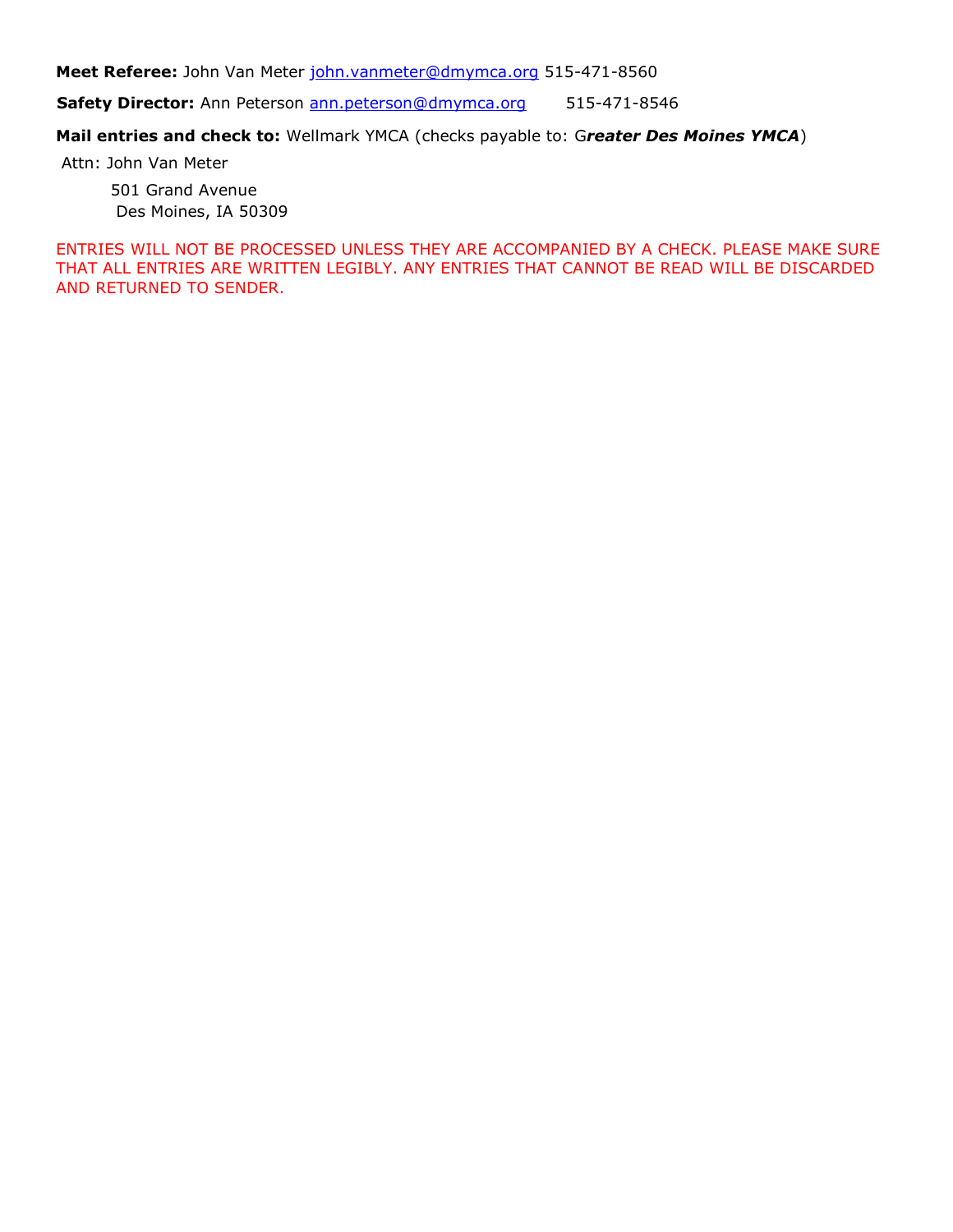**Meet Referee:** John Van Meter john.vanmeter@dmymca.org 515-471-8560

**Safety Director:** Ann Peterson ann.peterson@dmymca.org 515-471-8546

**Mail entries and check to:** Wellmark YMCA (checks payable to: G***reater Des Moines YMCA***)

Attn: John Van Meter

501 Grand Avenue
Des Moines, IA 50309

ENTRIES WILL NOT BE PROCESSED UNLESS THEY ARE ACCOMPANIED BY A CHECK. PLEASE MAKE SURE THAT ALL ENTRIES ARE WRITTEN LEGIBLY. ANY ENTRIES THAT CANNOT BE READ WILL BE DISCARDED AND RETURNED TO SENDER.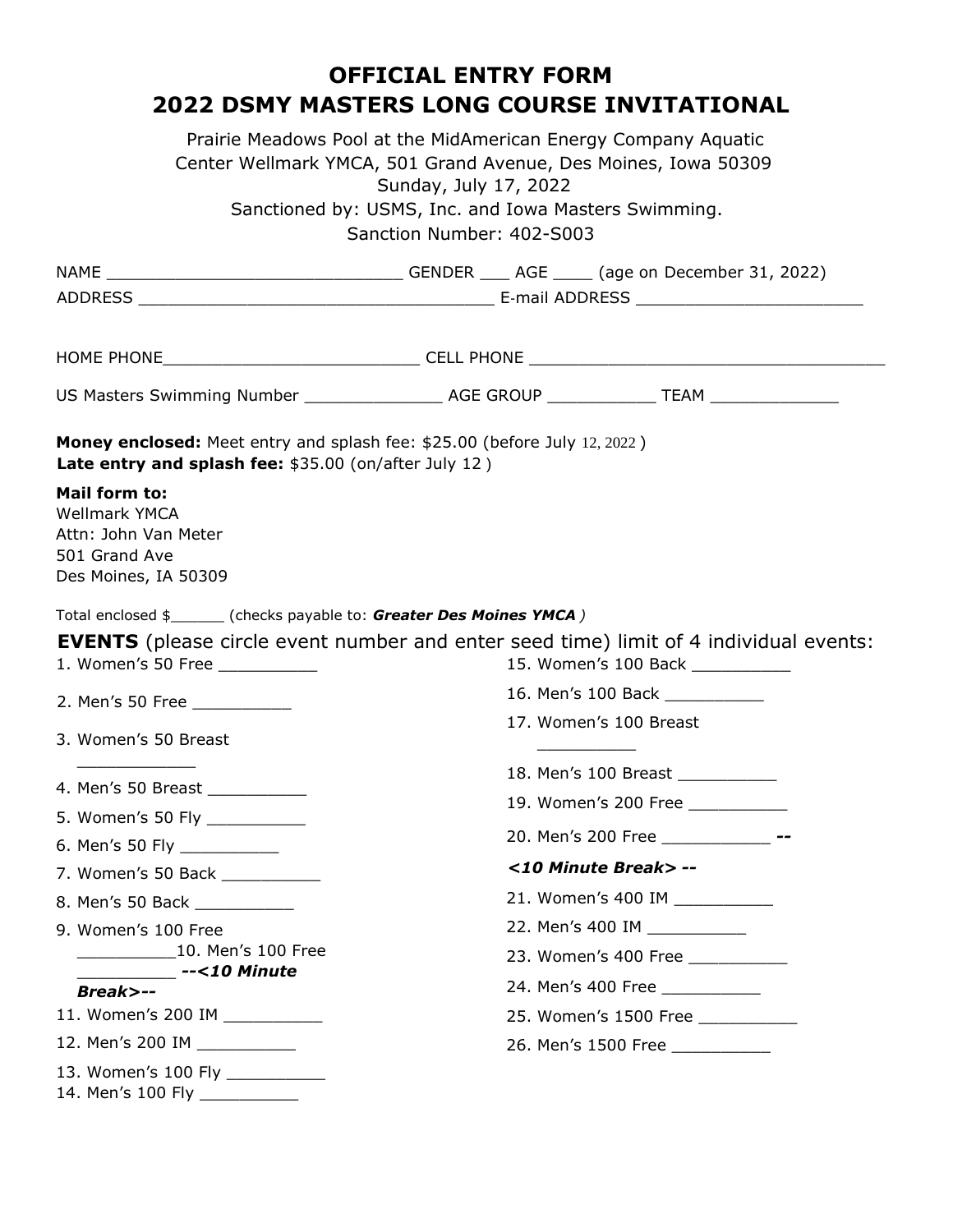# OFFICIAL ENTRY FORM
# 2022 DSMY MASTERS LONG COURSE INVITATIONAL

Prairie Meadows Pool at the MidAmerican Energy Company Aquatic Center Wellmark YMCA, 501 Grand Avenue, Des Moines, Iowa 50309
Sunday, July 17, 2022
Sanctioned by: USMS, Inc. and Iowa Masters Swimming.
Sanction Number: 402-S003

NAME ______________________________ GENDER ___ AGE ____ (age on December 31, 2022)

ADDRESS ____________________________________ E-mail ADDRESS ________________________

HOME PHONE__________________________ CELL PHONE _____________________________________

US Masters Swimming Number ______________ AGE GROUP ___________ TEAM _____________

**Money enclosed:** Meet entry and splash fee: $25.00 (before July 12, 2022 )
**Late entry and splash fee:** $35.00 (on/after July 12 )

**Mail form to:**
Wellmark YMCA
Attn: John Van Meter
501 Grand Ave
Des Moines, IA 50309

Total enclosed $______ (checks payable to: ***Greater Des Moines YMCA*** )

**EVENTS** (please circle event number and enter seed time) limit of 4 individual events:

1. Women's 50 Free __________
2. Men's 50 Free __________
3. Women's 50 Breast ____________
4. Men's 50 Breast __________
5. Women's 50 Fly __________
6. Men's 50 Fly __________
7. Women's 50 Back __________
8. Men's 50 Back __________
9. Women's 100 Free __________
10. Men's 100 Free __________ ***--<10 Minute Break>--***
11. Women's 200 IM __________
12. Men's 200 IM __________
13. Women's 100 Fly __________
14. Men's 100 Fly __________
15. Women's 100 Back __________
16. Men's 100 Back __________
17. Women's 100 Breast __________
18. Men's 100 Breast __________
19. Women's 200 Free __________
20. Men's 200 Free ___________ **--**

***<10 Minute Break> --***

21. Women's 400 IM __________
22. Men's 400 IM __________
23. Women's 400 Free __________
24. Men's 400 Free __________
25. Women's 1500 Free __________
26. Men's 1500 Free __________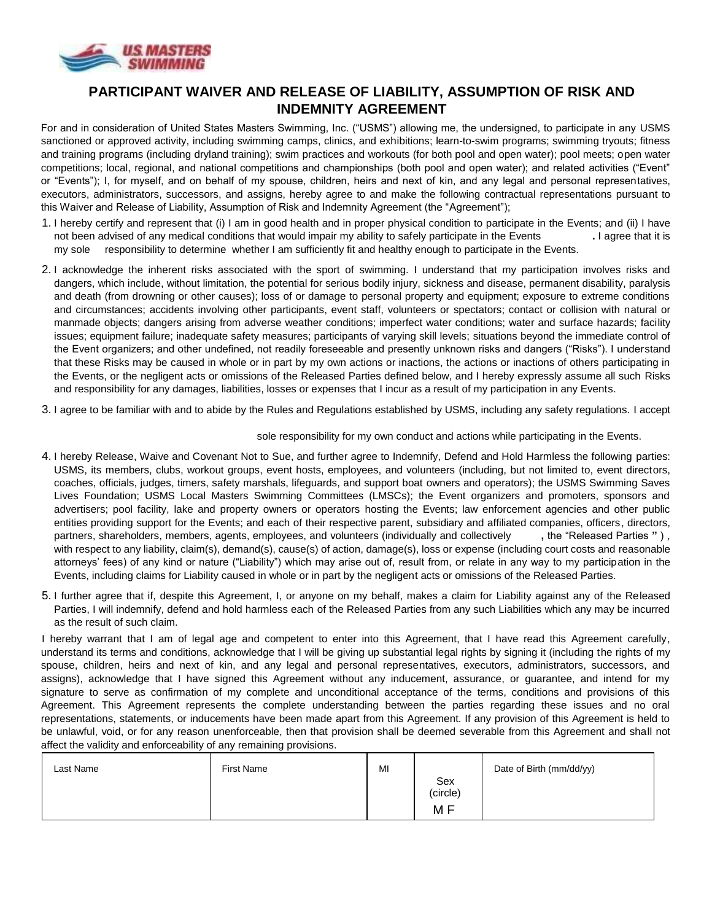# PARTICIPANT WAIVER AND RELEASE OF LIABILITY, ASSUMPTION OF RISK AND INDEMNITY AGREEMENT

For and in consideration of United States Masters Swimming, Inc. ("USMS") allowing me, the undersigned, to participate in any USMS sanctioned or approved activity, including swimming camps, clinics, and exhibitions; learn-to-swim programs; swimming tryouts; fitness and training programs (including dryland training); swim practices and workouts (for both pool and open water); pool meets; open water competitions; local, regional, and national competitions and championships (both pool and open water); and related activities ("Event" or "Events"); I, for myself, and on behalf of my spouse, children, heirs and next of kin, and any legal and personal representatives, executors, administrators, successors, and assigns, hereby agree to and make the following contractual representations pursuant to this Waiver and Release of Liability, Assumption of Risk and Indemnity Agreement (the "Agreement");

1. I hereby certify and represent that (i) I am in good health and in proper physical condition to participate in the Events; and (ii) I have not been advised of any medical conditions that would impair my ability to safely participate in the Events. I agree that it is my sole responsibility to determine whether I am sufficiently fit and healthy enough to participate in the Events.

2. I acknowledge the inherent risks associated with the sport of swimming. I understand that my participation involves risks and dangers, which include, without limitation, the potential for serious bodily injury, sickness and disease, permanent disability, paralysis and death (from drowning or other causes); loss of or damage to personal property and equipment; exposure to extreme conditions and circumstances; accidents involving other participants, event staff, volunteers or spectators; contact or collision with natural or manmade objects; dangers arising from adverse weather conditions; imperfect water conditions; water and surface hazards; facility issues; equipment failure; inadequate safety measures; participants of varying skill levels; situations beyond the immediate control of the Event organizers; and other undefined, not readily foreseeable and presently unknown risks and dangers ("Risks"). I understand that these Risks may be caused in whole or in part by my own actions or inactions, the actions or inactions of others participating in the Events, or the negligent acts or omissions of the Released Parties defined below, and I hereby expressly assume all such Risks and responsibility for any damages, liabilities, losses or expenses that I incur as a result of my participation in any Events.

3. I agree to be familiar with and to abide by the Rules and Regulations established by USMS, including any safety regulations. I accept sole responsibility for my own conduct and actions while participating in the Events.

4. I hereby Release, Waive and Covenant Not to Sue, and further agree to Indemnify, Defend and Hold Harmless the following parties: USMS, its members, clubs, workout groups, event hosts, employees, and volunteers (including, but not limited to, event directors, coaches, officials, judges, timers, safety marshals, lifeguards, and support boat owners and operators); the USMS Swimming Saves Lives Foundation; USMS Local Masters Swimming Committees (LMSCs); the Event organizers and promoters, sponsors and advertisers; pool facility, lake and property owners or operators hosting the Events; law enforcement agencies and other public entities providing support for the Events; and each of their respective parent, subsidiary and affiliated companies, officers, directors, partners, shareholders, members, agents, employees, and volunteers (individually and collectively, the "Released Parties"), with respect to any liability, claim(s), demand(s), cause(s) of action, damage(s), loss or expense (including court costs and reasonable attorneys' fees) of any kind or nature ("Liability") which may arise out of, result from, or relate in any way to my participation in the Events, including claims for Liability caused in whole or in part by the negligent acts or omissions of the Released Parties.

5. I further agree that if, despite this Agreement, I, or anyone on my behalf, makes a claim for Liability against any of the Released Parties, I will indemnify, defend and hold harmless each of the Released Parties from any such Liabilities which any may be incurred as the result of such claim.

I hereby warrant that I am of legal age and competent to enter into this Agreement, that I have read this Agreement carefully, understand its terms and conditions, acknowledge that I will be giving up substantial legal rights by signing it (including the rights of my spouse, children, heirs and next of kin, and any legal and personal representatives, executors, administrators, successors, and assigns), acknowledge that I have signed this Agreement without any inducement, assurance, or guarantee, and intend for my signature to serve as confirmation of my complete and unconditional acceptance of the terms, conditions and provisions of this Agreement. This Agreement represents the complete understanding between the parties regarding these issues and no oral representations, statements, or inducements have been made apart from this Agreement. If any provision of this Agreement is held to be unlawful, void, or for any reason unenforceable, then that provision shall be deemed severable from this Agreement and shall not affect the validity and enforceability of any remaining provisions.

| Last Name | First Name | MI | Sex (circle) M F | Date of Birth (mm/dd/yy) |
|---|---|---|---|---|
| | | | | |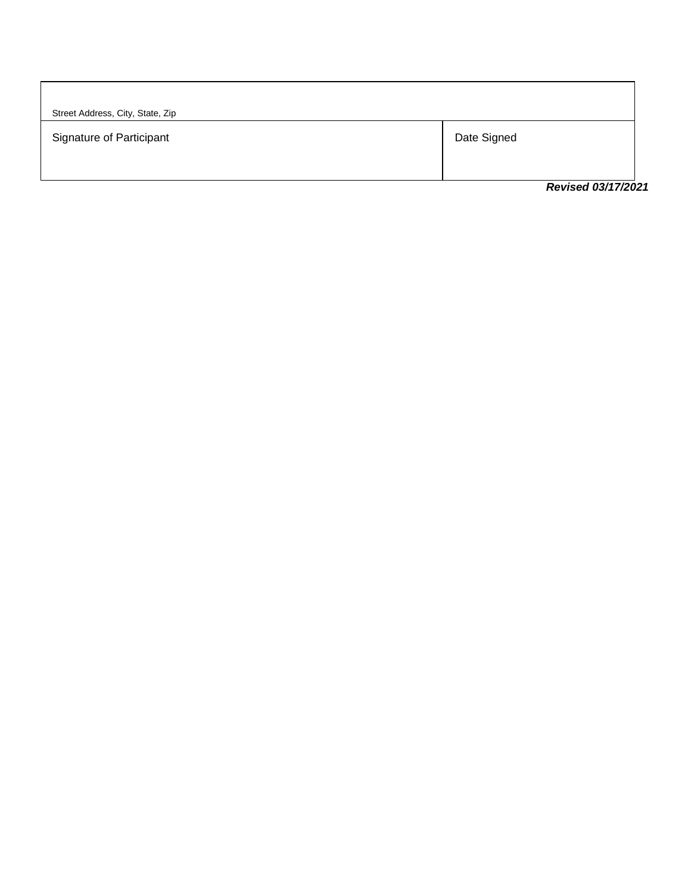| | |
|---|---|
| Street Address, City, State, Zip | |
| Signature of Participant | Date Signed |

***Revised 03/17/2021***